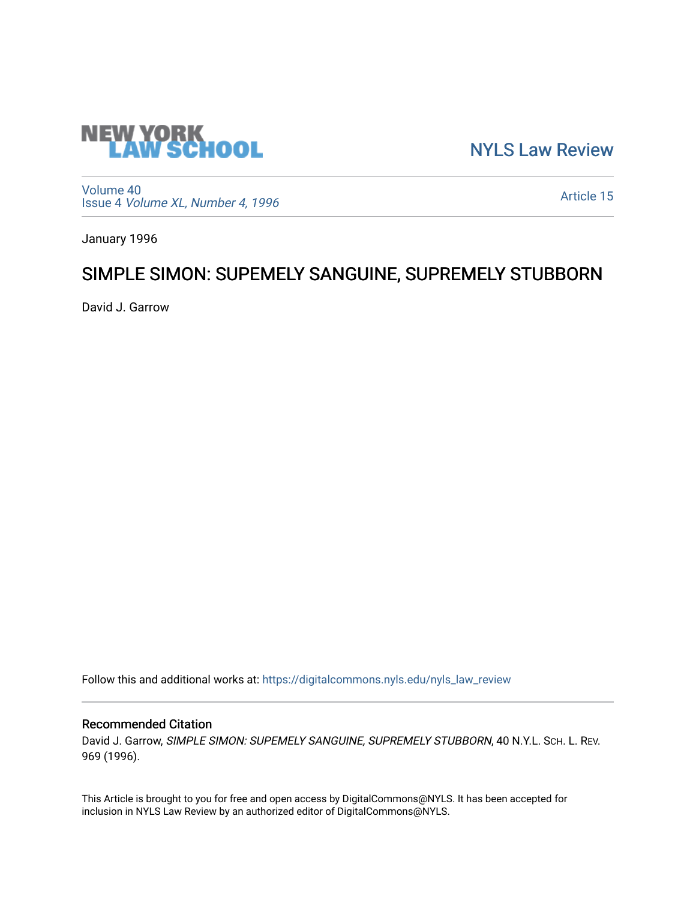NEW YORK LAW SCHOOL

NYLS Law Review

Volume 40
Issue 4 *Volume XL, Number 4, 1996*

Article 15

January 1996

# SIMPLE SIMON: SUPEMELY SANGUINE, SUPREMELY STUBBORN

David J. Garrow

Follow this and additional works at: https://digitalcommons.nyls.edu/nyls_law_review

## Recommended Citation

David J. Garrow, *SIMPLE SIMON: SUPEMELY SANGUINE, SUPREMELY STUBBORN*, 40 N.Y.L. SCH. L. REV. 969 (1996).

This Article is brought to you for free and open access by DigitalCommons@NYLS. It has been accepted for inclusion in NYLS Law Review by an authorized editor of DigitalCommons@NYLS.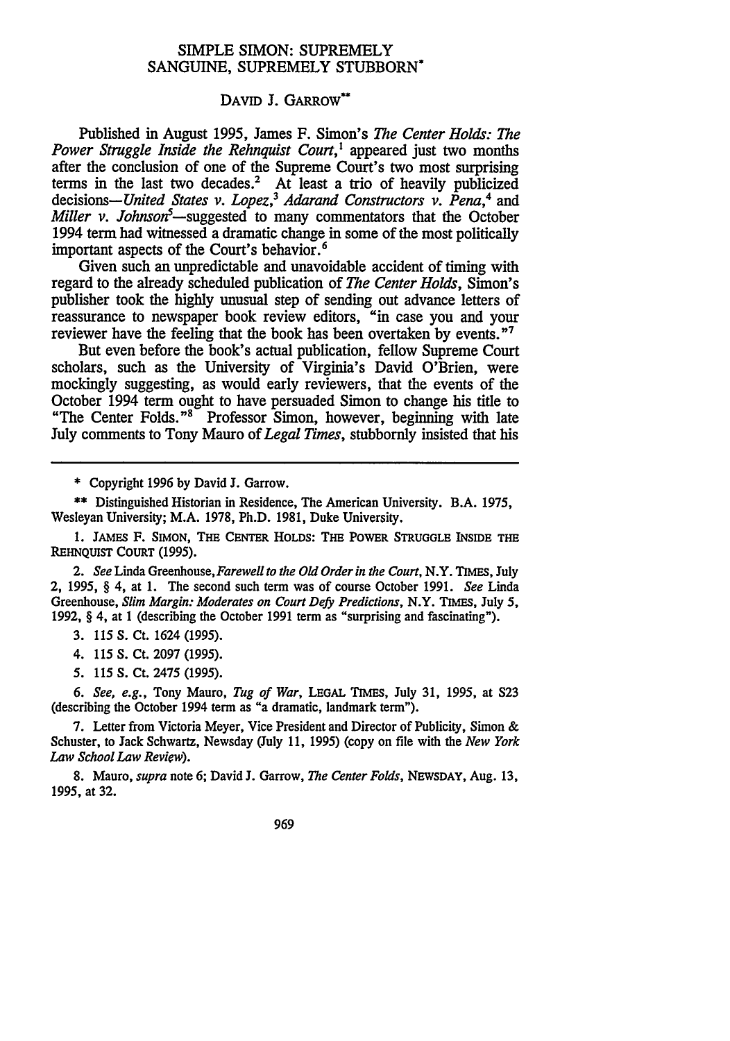# SIMPLE SIMON: SUPREMELY SANGUINE, SUPREMELY STUBBORN*

DAVID J. GARROW**

Published in August 1995, James F. Simon's *The Center Holds: The Power Struggle Inside the Rehnquist Court*,[1] appeared just two months after the conclusion of one of the Supreme Court's two most surprising terms in the last two decades.[2] At least a trio of heavily publicized decisions—*United States v. Lopez*,[3] *Adarand Constructors v. Pena*,[4] and *Miller v. Johnson*[5]—suggested to many commentators that the October 1994 term had witnessed a dramatic change in some of the most politically important aspects of the Court's behavior.[6]

Given such an unpredictable and unavoidable accident of timing with regard to the already scheduled publication of *The Center Holds*, Simon's publisher took the highly unusual step of sending out advance letters of reassurance to newspaper book review editors, "in case you and your reviewer have the feeling that the book has been overtaken by events."[7]

But even before the book's actual publication, fellow Supreme Court scholars, such as the University of Virginia's David O'Brien, were mockingly suggesting, as would early reviewers, that the events of the October 1994 term ought to have persuaded Simon to change his title to "The Center Folds."[8] Professor Simon, however, beginning with late July comments to Tony Mauro of *Legal Times*, stubbornly insisted that his

---

\* Copyright 1996 by David J. Garrow.

\*\* Distinguished Historian in Residence, The American University. B.A. 1975, Wesleyan University; M.A. 1978, Ph.D. 1981, Duke University.

1. JAMES F. SIMON, THE CENTER HOLDS: THE POWER STRUGGLE INSIDE THE REHNQUIST COURT (1995).

2. *See* Linda Greenhouse, *Farewell to the Old Order in the Court*, N.Y. TIMES, July 2, 1995, § 4, at 1. The second such term was of course October 1991. *See* Linda Greenhouse, *Slim Margin: Moderates on Court Defy Predictions*, N.Y. TIMES, July 5, 1992, § 4, at 1 (describing the October 1991 term as "surprising and fascinating").

3. 115 S. Ct. 1624 (1995).

4. 115 S. Ct. 2097 (1995).

5. 115 S. Ct. 2475 (1995).

6. *See, e.g.*, Tony Mauro, *Tug of War*, LEGAL TIMES, July 31, 1995, at S23 (describing the October 1994 term as "a dramatic, landmark term").

7. Letter from Victoria Meyer, Vice President and Director of Publicity, Simon & Schuster, to Jack Schwartz, Newsday (July 11, 1995) (copy on file with the *New York Law School Law Review*).

8. Mauro, *supra* note 6; David J. Garrow, *The Center Folds*, NEWSDAY, Aug. 13, 1995, at 32.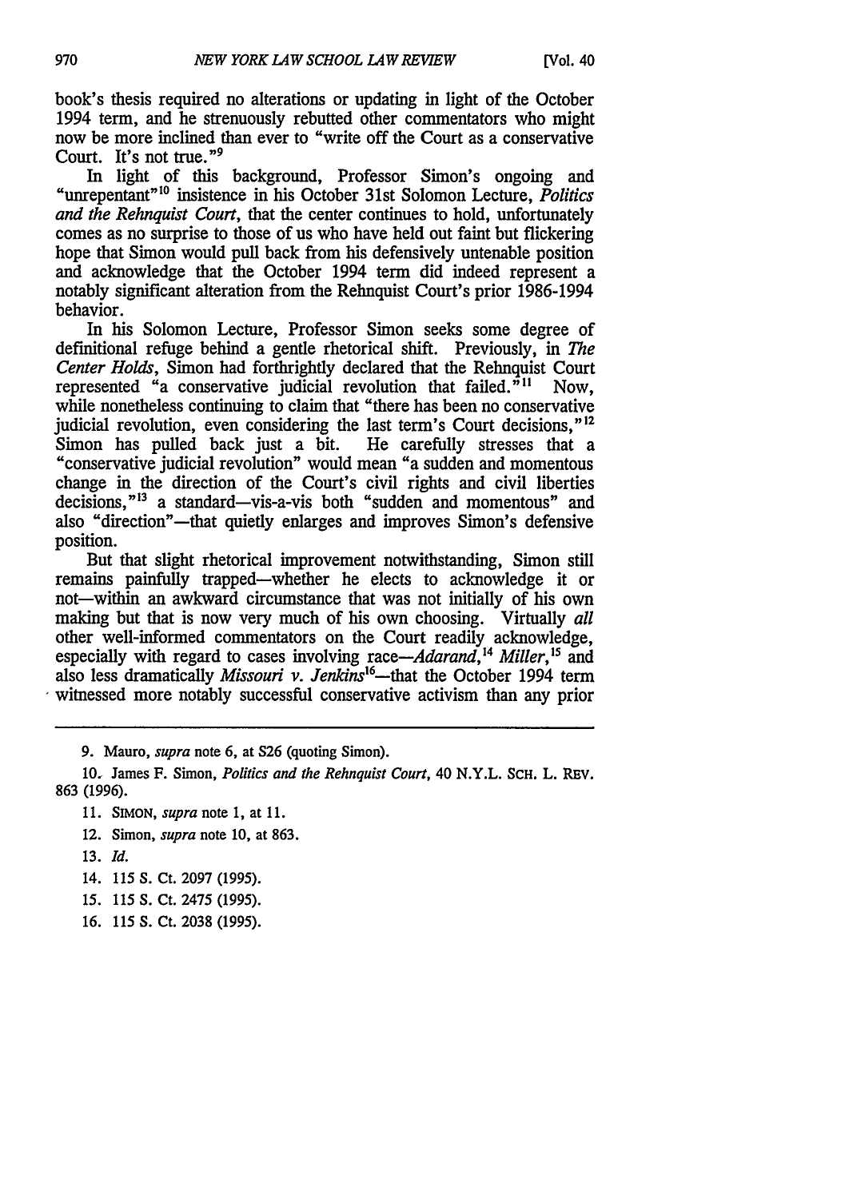book's thesis required no alterations or updating in light of the October 1994 term, and he strenuously rebutted other commentators who might now be more inclined than ever to "write off the Court as a conservative Court. It's not true."[9]

In light of this background, Professor Simon's ongoing and "unrepentant"[10] insistence in his October 31st Solomon Lecture, *Politics and the Rehnquist Court*, that the center continues to hold, unfortunately comes as no surprise to those of us who have held out faint but flickering hope that Simon would pull back from his defensively untenable position and acknowledge that the October 1994 term did indeed represent a notably significant alteration from the Rehnquist Court's prior 1986-1994 behavior.

In his Solomon Lecture, Professor Simon seeks some degree of definitional refuge behind a gentle rhetorical shift. Previously, in *The Center Holds*, Simon had forthrightly declared that the Rehnquist Court represented "a conservative judicial revolution that failed."[11] Now, while nonetheless continuing to claim that "there has been no conservative judicial revolution, even considering the last term's Court decisions,"[12] Simon has pulled back just a bit. He carefully stresses that a "conservative judicial revolution" would mean "a sudden and momentous change in the direction of the Court's civil rights and civil liberties decisions,"[13] a standard—vis-a-vis both "sudden and momentous" and also "direction"—that quietly enlarges and improves Simon's defensive position.

But that slight rhetorical improvement notwithstanding, Simon still remains painfully trapped—whether he elects to acknowledge it or not—within an awkward circumstance that was not initially of his own making but that is now very much of his own choosing. Virtually *all* other well-informed commentators on the Court readily acknowledge, especially with regard to cases involving race—*Adarand*,[14] *Miller*,[15] and also less dramatically *Missouri v. Jenkins*[16]—that the October 1994 term witnessed more notably successful conservative activism than any prior

---

9. Mauro, *supra* note 6, at S26 (quoting Simon).

10. James F. Simon, *Politics and the Rehnquist Court*, 40 N.Y.L. SCH. L. REV. 863 (1996).

11. SIMON, *supra* note 1, at 11.

12. Simon, *supra* note 10, at 863.

13. *Id.*

14. 115 S. Ct. 2097 (1995).

15. 115 S. Ct. 2475 (1995).

16. 115 S. Ct. 2038 (1995).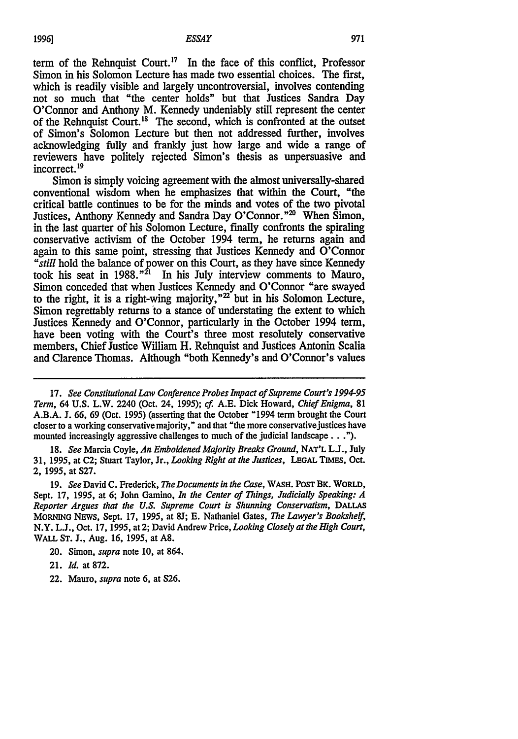term of the Rehnquist Court.[17] In the face of this conflict, Professor Simon in his Solomon Lecture has made two essential choices. The first, which is readily visible and largely uncontroversial, involves contending not so much that "the center holds" but that Justices Sandra Day O'Connor and Anthony M. Kennedy undeniably still represent the center of the Rehnquist Court.[18] The second, which is confronted at the outset of Simon's Solomon Lecture but then not addressed further, involves acknowledging fully and frankly just how large and wide a range of reviewers have politely rejected Simon's thesis as unpersuasive and incorrect.[19]

Simon is simply voicing agreement with the almost universally-shared conventional wisdom when he emphasizes that within the Court, "the critical battle continues to be for the minds and votes of the two pivotal Justices, Anthony Kennedy and Sandra Day O'Connor."[20] When Simon, in the last quarter of his Solomon Lecture, finally confronts the spiraling conservative activism of the October 1994 term, he returns again and again to this same point, stressing that Justices Kennedy and O'Connor "*still* hold the balance of power on this Court, as they have since Kennedy took his seat in 1988."[21] In his July interview comments to Mauro, Simon conceded that when Justices Kennedy and O'Connor "are swayed to the right, it is a right-wing majority,"[22] but in his Solomon Lecture, Simon regrettably returns to a stance of understating the extent to which Justices Kennedy and O'Connor, particularly in the October 1994 term, have been voting with the Court's three most resolutely conservative members, Chief Justice William H. Rehnquist and Justices Antonin Scalia and Clarence Thomas. Although "both Kennedy's and O'Connor's values

---

17. *See Constitutional Law Conference Probes Impact of Supreme Court's 1994-95 Term*, 64 U.S. L.W. 2240 (Oct. 24, 1995); *cf.* A.E. Dick Howard, *Chief Enigma*, 81 A.B.A. J. 66, 69 (Oct. 1995) (asserting that the October "1994 term brought the Court closer to a working conservative majority," and that "the more conservative justices have mounted increasingly aggressive challenges to much of the judicial landscape . . .").

18. *See* Marcia Coyle, *An Emboldened Majority Breaks Ground*, NAT'L L.J., July 31, 1995, at C2; Stuart Taylor, Jr., *Looking Right at the Justices*, LEGAL TIMES, Oct. 2, 1995, at S27.

19. *See* David C. Frederick, *The Documents in the Case*, WASH. POST BK. WORLD, Sept. 17, 1995, at 6; John Gamino, *In the Center of Things, Judicially Speaking: A Reporter Argues that the U.S. Supreme Court is Shunning Conservatism*, DALLAS MORNING NEWS, Sept. 17, 1995, at 8J; E. Nathaniel Gates, *The Lawyer's Bookshelf*, N.Y. L.J., Oct. 17, 1995, at 2; David Andrew Price, *Looking Closely at the High Court*, WALL ST. J., Aug. 16, 1995, at A8.

20. Simon, *supra* note 10, at 864.

21. *Id.* at 872.

22. Mauro, *supra* note 6, at S26.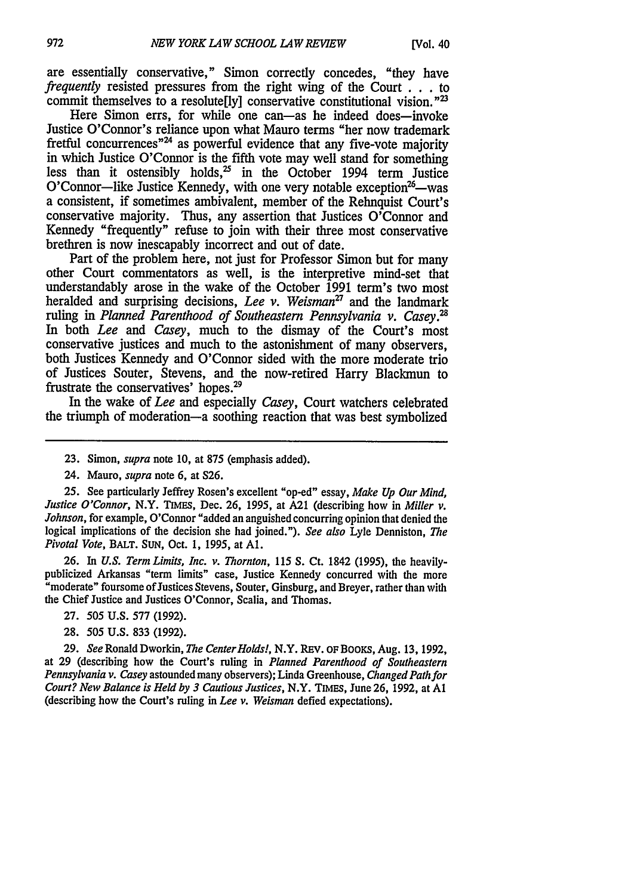are essentially conservative," Simon correctly concedes, "they have *frequently* resisted pressures from the right wing of the Court . . . to commit themselves to a resolute[ly] conservative constitutional vision."[23]

Here Simon errs, for while one can—as he indeed does—invoke Justice O'Connor's reliance upon what Mauro terms "her now trademark fretful concurrences"[24] as powerful evidence that any five-vote majority in which Justice O'Connor is the fifth vote may well stand for something less than it ostensibly holds,[25] in the October 1994 term Justice O'Connor—like Justice Kennedy, with one very notable exception[26]—was a consistent, if sometimes ambivalent, member of the Rehnquist Court's conservative majority. Thus, any assertion that Justices O'Connor and Kennedy "frequently" refuse to join with their three most conservative brethren is now inescapably incorrect and out of date.

Part of the problem here, not just for Professor Simon but for many other Court commentators as well, is the interpretive mind-set that understandably arose in the wake of the October 1991 term's two most heralded and surprising decisions, *Lee v. Weisman*[27] and the landmark ruling in *Planned Parenthood of Southeastern Pennsylvania v. Casey*.[28] In both *Lee* and *Casey*, much to the dismay of the Court's most conservative justices and much to the astonishment of many observers, both Justices Kennedy and O'Connor sided with the more moderate trio of Justices Souter, Stevens, and the now-retired Harry Blackmun to frustrate the conservatives' hopes.[29]

In the wake of *Lee* and especially *Casey*, Court watchers celebrated the triumph of moderation—a soothing reaction that was best symbolized

---

23. Simon, *supra* note 10, at 875 (emphasis added).

24. Mauro, *supra* note 6, at S26.

25. See particularly Jeffrey Rosen's excellent "op-ed" essay, *Make Up Our Mind, Justice O'Connor*, N.Y. TIMES, Dec. 26, 1995, at A21 (describing how in *Miller v. Johnson*, for example, O'Connor "added an anguished concurring opinion that denied the logical implications of the decision she had joined."). *See also* Lyle Denniston, *The Pivotal Vote*, BALT. SUN, Oct. 1, 1995, at A1.

26. In *U.S. Term Limits, Inc. v. Thornton*, 115 S. Ct. 1842 (1995), the heavily-publicized Arkansas "term limits" case, Justice Kennedy concurred with the more "moderate" foursome of Justices Stevens, Souter, Ginsburg, and Breyer, rather than with the Chief Justice and Justices O'Connor, Scalia, and Thomas.

27. 505 U.S. 577 (1992).

28. 505 U.S. 833 (1992).

29. *See* Ronald Dworkin, *The Center Holds!*, N.Y. REV. OF BOOKS, Aug. 13, 1992, at 29 (describing how the Court's ruling in *Planned Parenthood of Southeastern Pennsylvania v. Casey* astounded many observers); Linda Greenhouse, *Changed Path for Court? New Balance is Held by 3 Cautious Justices*, N.Y. TIMES, June 26, 1992, at A1 (describing how the Court's ruling in *Lee v. Weisman* defied expectations).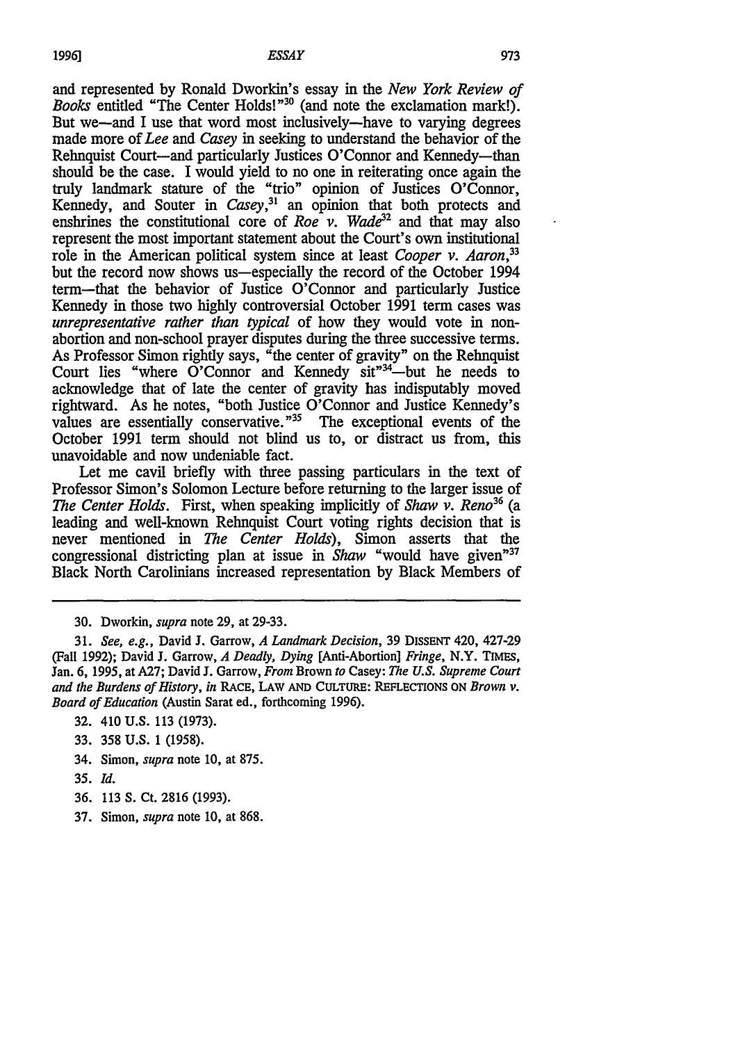and represented by Ronald Dworkin's essay in the *New York Review of Books* entitled "The Center Holds!"[30] (and note the exclamation mark!). But we—and I use that word most inclusively—have to varying degrees made more of *Lee* and *Casey* in seeking to understand the behavior of the Rehnquist Court—and particularly Justices O'Connor and Kennedy—than should be the case. I would yield to no one in reiterating once again the truly landmark stature of the "trio" opinion of Justices O'Connor, Kennedy, and Souter in *Casey*,[31] an opinion that both protects and enshrines the constitutional core of *Roe v. Wade*[32] and that may also represent the most important statement about the Court's own institutional role in the American political system since at least *Cooper v. Aaron*,[33] but the record now shows us—especially the record of the October 1994 term—that the behavior of Justice O'Connor and particularly Justice Kennedy in those two highly controversial October 1991 term cases was *unrepresentative rather than typical* of how they would vote in non-abortion and non-school prayer disputes during the three successive terms. As Professor Simon rightly says, "the center of gravity" on the Rehnquist Court lies "where O'Connor and Kennedy sit"[34]—but he needs to acknowledge that of late the center of gravity has indisputably moved rightward. As he notes, "both Justice O'Connor and Justice Kennedy's values are essentially conservative."[35] The exceptional events of the October 1991 term should not blind us to, or distract us from, this unavoidable and now undeniable fact.

Let me cavil briefly with three passing particulars in the text of Professor Simon's Solomon Lecture before returning to the larger issue of *The Center Holds*. First, when speaking implicitly of *Shaw v. Reno*[36] (a leading and well-known Rehnquist Court voting rights decision that is never mentioned in *The Center Holds*), Simon asserts that the congressional districting plan at issue in *Shaw* "would have given"[37] Black North Carolinians increased representation by Black Members of

---

30. Dworkin, *supra* note 29, at 29-33.

31. *See, e.g.*, David J. Garrow, *A Landmark Decision*, 39 DISSENT 420, 427-29 (Fall 1992); David J. Garrow, *A Deadly, Dying* [Anti-Abortion] *Fringe*, N.Y. TIMES, Jan. 6, 1995, at A27; David J. Garrow, *From* Brown *to* Casey: *The U.S. Supreme Court and the Burdens of History*, *in* RACE, LAW AND CULTURE: REFLECTIONS ON *Brown v. Board of Education* (Austin Sarat ed., forthcoming 1996).

32. 410 U.S. 113 (1973).

33. 358 U.S. 1 (1958).

34. Simon, *supra* note 10, at 875.

35. *Id.*

36. 113 S. Ct. 2816 (1993).

37. Simon, *supra* note 10, at 868.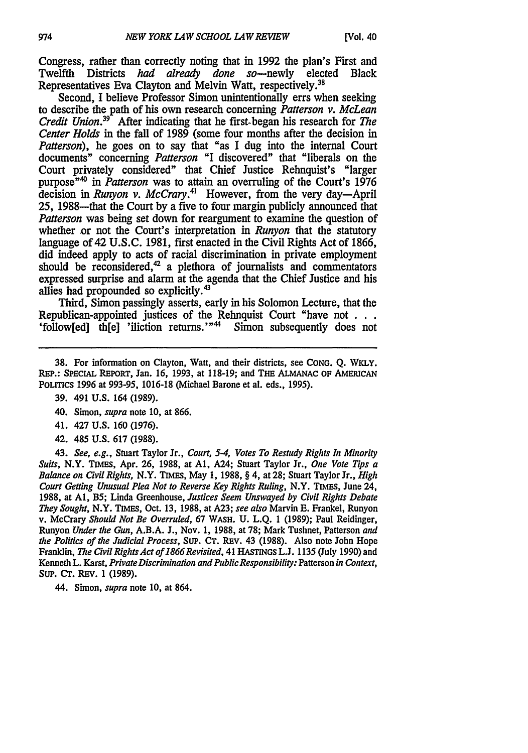Congress, rather than correctly noting that in 1992 the plan's First and Twelfth Districts *had already done so*—newly elected Black Representatives Eva Clayton and Melvin Watt, respectively.[38]

Second, I believe Professor Simon unintentionally errs when seeking to describe the path of his own research concerning *Patterson v. McLean Credit Union*.[39] After indicating that he first began his research for *The Center Holds* in the fall of 1989 (some four months after the decision in *Patterson*), he goes on to say that "as I dug into the internal Court documents" concerning *Patterson* "I discovered" that "liberals on the Court privately considered" that Chief Justice Rehnquist's "larger purpose"[40] in *Patterson* was to attain an overruling of the Court's 1976 decision in *Runyon v. McCrary*.[41] However, from the very day—April 25, 1988—that the Court by a five to four margin publicly announced that *Patterson* was being set down for reargument to examine the question of whether or not the Court's interpretation in *Runyon* that the statutory language of 42 U.S.C. 1981, first enacted in the Civil Rights Act of 1866, did indeed apply to acts of racial discrimination in private employment should be reconsidered,[42] a plethora of journalists and commentators expressed surprise and alarm at the agenda that the Chief Justice and his allies had propounded so explicitly.[43]

Third, Simon passingly asserts, early in his Solomon Lecture, that the Republican-appointed justices of the Rehnquist Court "have not . . . 'follow[ed] th[e] 'iliction returns.'"[44] Simon subsequently does not

---

38. For information on Clayton, Watt, and their districts, see CONG. Q. WKLY. REP.: SPECIAL REPORT, Jan. 16, 1993, at 118-19; and THE ALMANAC OF AMERICAN POLITICS 1996 at 993-95, 1016-18 (Michael Barone et al. eds., 1995).

39. 491 U.S. 164 (1989).

40. Simon, *supra* note 10, at 866.

41. 427 U.S. 160 (1976).

42. 485 U.S. 617 (1988).

43. *See, e.g.*, Stuart Taylor Jr., *Court, 5-4, Votes To Restudy Rights In Minority Suits*, N.Y. TIMES, Apr. 26, 1988, at A1, A24; Stuart Taylor Jr., *One Vote Tips a Balance on Civil Rights*, N.Y. TIMES, May 1, 1988, § 4, at 28; Stuart Taylor Jr., *High Court Getting Unusual Plea Not to Reverse Key Rights Ruling*, N.Y. TIMES, June 24, 1988, at A1, B5; Linda Greenhouse, *Justices Seem Unswayed by Civil Rights Debate They Sought*, N.Y. TIMES, Oct. 13, 1988, at A23; *see also* Marvin E. Frankel, Runyon v. McCrary *Should Not Be Overruled*, 67 WASH. U. L.Q. 1 (1989); Paul Reidinger, Runyon *Under the Gun*, A.B.A. J., Nov. 1, 1988, at 78; Mark Tushnet, Patterson *and the Politics of the Judicial Process*, SUP. CT. REV. 43 (1988). Also note John Hope Franklin, *The Civil Rights Act of 1866 Revisited*, 41 HASTINGS L.J. 1135 (July 1990) and Kenneth L. Karst, *Private Discrimination and Public Responsibility:* Patterson *in Context*, SUP. CT. REV. 1 (1989).

44. Simon, *supra* note 10, at 864.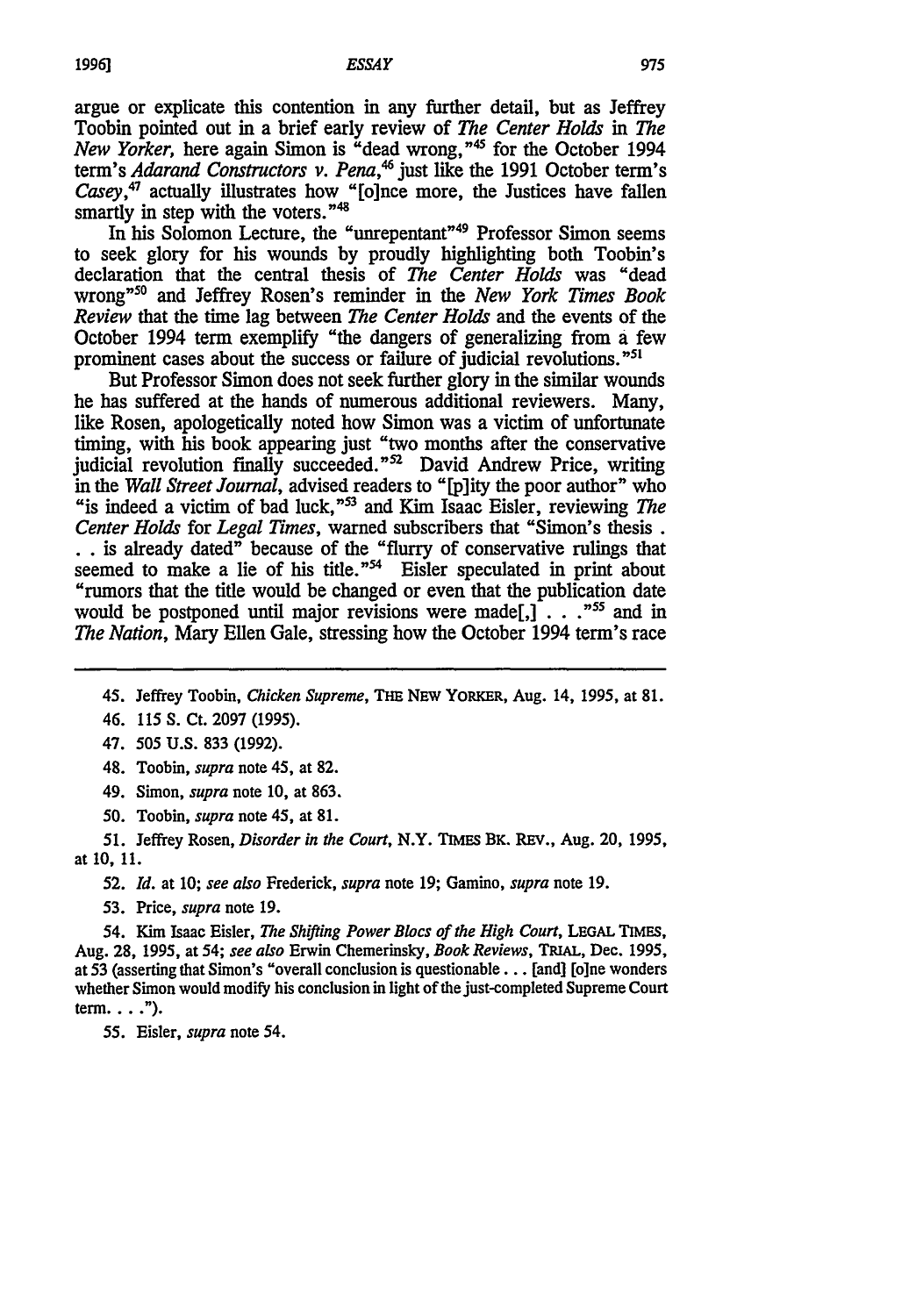argue or explicate this contention in any further detail, but as Jeffrey Toobin pointed out in a brief early review of *The Center Holds* in *The New Yorker*, here again Simon is "dead wrong,"[45] for the October 1994 term's *Adarand Constructors v. Pena*,[46] just like the 1991 October term's *Casey*,[47] actually illustrates how "[o]nce more, the Justices have fallen smartly in step with the voters."[48]

In his Solomon Lecture, the "unrepentant"[49] Professor Simon seems to seek glory for his wounds by proudly highlighting both Toobin's declaration that the central thesis of *The Center Holds* was "dead wrong"[50] and Jeffrey Rosen's reminder in the *New York Times Book Review* that the time lag between *The Center Holds* and the events of the October 1994 term exemplify "the dangers of generalizing from a few prominent cases about the success or failure of judicial revolutions."[51]

But Professor Simon does not seek further glory in the similar wounds he has suffered at the hands of numerous additional reviewers. Many, like Rosen, apologetically noted how Simon was a victim of unfortunate timing, with his book appearing just "two months after the conservative judicial revolution finally succeeded."[52] David Andrew Price, writing in the *Wall Street Journal*, advised readers to "[p]ity the poor author" who "is indeed a victim of bad luck,"[53] and Kim Isaac Eisler, reviewing *The Center Holds* for *Legal Times*, warned subscribers that "Simon's thesis . . . is already dated" because of the "flurry of conservative rulings that seemed to make a lie of his title."[54] Eisler speculated in print about "rumors that the title would be changed or even that the publication date would be postponed until major revisions were made[,] . . ."[55] and in *The Nation*, Mary Ellen Gale, stressing how the October 1994 term's race

---

45. Jeffrey Toobin, *Chicken Supreme*, THE NEW YORKER, Aug. 14, 1995, at 81.

46. 115 S. Ct. 2097 (1995).

47. 505 U.S. 833 (1992).

48. Toobin, *supra* note 45, at 82.

49. Simon, *supra* note 10, at 863.

50. Toobin, *supra* note 45, at 81.

51. Jeffrey Rosen, *Disorder in the Court*, N.Y. TIMES BK. REV., Aug. 20, 1995, at 10, 11.

52. *Id.* at 10; *see also* Frederick, *supra* note 19; Gamino, *supra* note 19.

53. Price, *supra* note 19.

54. Kim Isaac Eisler, *The Shifting Power Blocs of the High Court*, LEGAL TIMES, Aug. 28, 1995, at 54; *see also* Erwin Chemerinsky, *Book Reviews*, TRIAL, Dec. 1995, at 53 (asserting that Simon's "overall conclusion is questionable . . . [and] [o]ne wonders whether Simon would modify his conclusion in light of the just-completed Supreme Court term. . . .").

55. Eisler, *supra* note 54.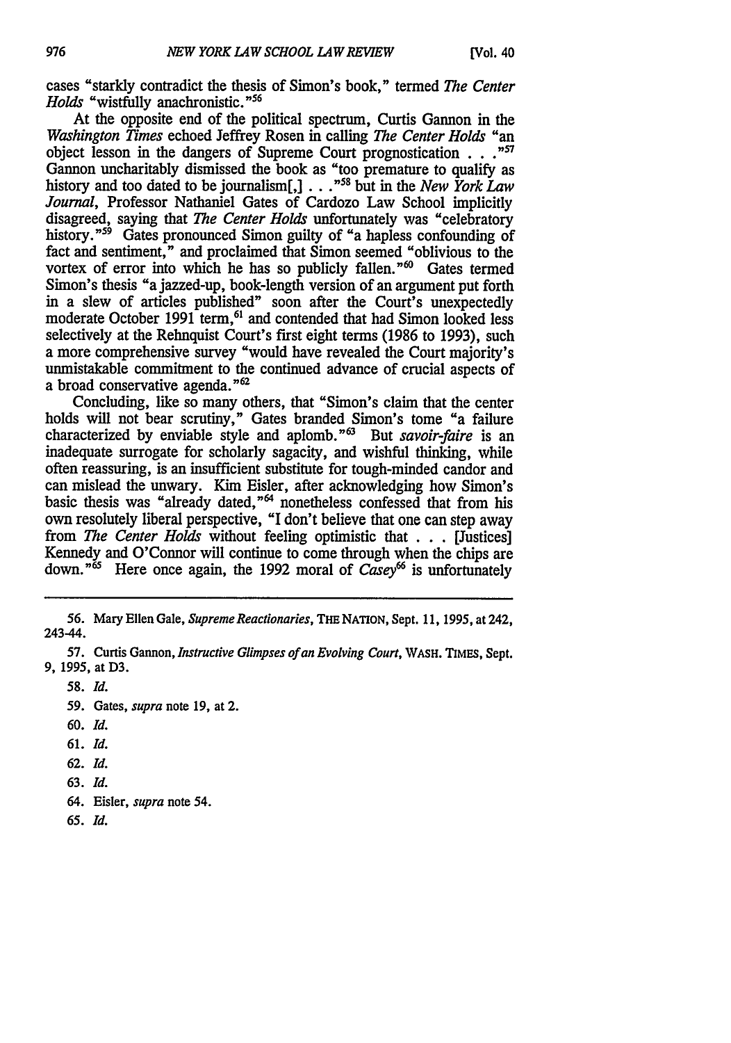cases "starkly contradict the thesis of Simon's book," termed *The Center Holds* "wistfully anachronistic."[56]

At the opposite end of the political spectrum, Curtis Gannon in the *Washington Times* echoed Jeffrey Rosen in calling *The Center Holds* "an object lesson in the dangers of Supreme Court prognostication . . ."[57] Gannon uncharitably dismissed the book as "too premature to qualify as history and too dated to be journalism[,] . . ."[58] but in the *New York Law Journal*, Professor Nathaniel Gates of Cardozo Law School implicitly disagreed, saying that *The Center Holds* unfortunately was "celebratory history."[59] Gates pronounced Simon guilty of "a hapless confounding of fact and sentiment," and proclaimed that Simon seemed "oblivious to the vortex of error into which he has so publicly fallen."[60] Gates termed Simon's thesis "a jazzed-up, book-length version of an argument put forth in a slew of articles published" soon after the Court's unexpectedly moderate October 1991 term,[61] and contended that had Simon looked less selectively at the Rehnquist Court's first eight terms (1986 to 1993), such a more comprehensive survey "would have revealed the Court majority's unmistakable commitment to the continued advance of crucial aspects of a broad conservative agenda."[62]

Concluding, like so many others, that "Simon's claim that the center holds will not bear scrutiny," Gates branded Simon's tome "a failure characterized by enviable style and aplomb."[63] But *savoir-faire* is an inadequate surrogate for scholarly sagacity, and wishful thinking, while often reassuring, is an insufficient substitute for tough-minded candor and can mislead the unwary. Kim Eisler, after acknowledging how Simon's basic thesis was "already dated,"[64] nonetheless confessed that from his own resolutely liberal perspective, "I don't believe that one can step away from *The Center Holds* without feeling optimistic that . . . [Justices] Kennedy and O'Connor will continue to come through when the chips are down."[65] Here once again, the 1992 moral of *Casey*[66] is unfortunately

---

56. Mary Ellen Gale, *Supreme Reactionaries*, THE NATION, Sept. 11, 1995, at 242, 243-44.

57. Curtis Gannon, *Instructive Glimpses of an Evolving Court*, WASH. TIMES, Sept. 9, 1995, at D3.

58. *Id.*

59. Gates, *supra* note 19, at 2.

60. *Id.*

61. *Id.*

62. *Id.*

63. *Id.*

64. Eisler, *supra* note 54.

65. *Id.*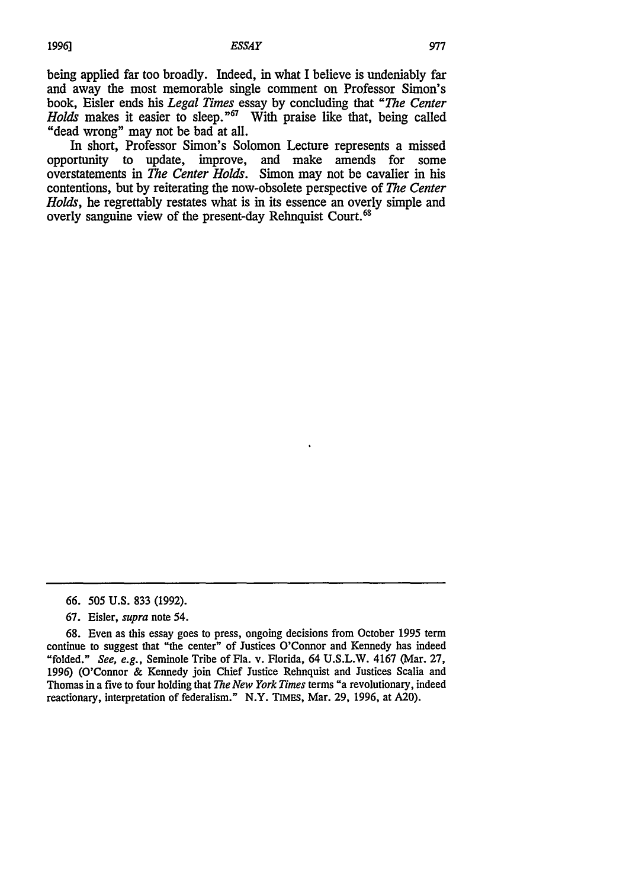being applied far too broadly. Indeed, in what I believe is undeniably far and away the most memorable single comment on Professor Simon's book, Eisler ends his *Legal Times* essay by concluding that "*The Center Holds* makes it easier to sleep."[67] With praise like that, being called "dead wrong" may not be bad at all.

In short, Professor Simon's Solomon Lecture represents a missed opportunity to update, improve, and make amends for some overstatements in *The Center Holds*. Simon may not be cavalier in his contentions, but by reiterating the now-obsolete perspective of *The Center Holds*, he regrettably restates what is in its essence an overly simple and overly sanguine view of the present-day Rehnquist Court.[68]

---

66. 505 U.S. 833 (1992).

67. Eisler, *supra* note 54.

68. Even as this essay goes to press, ongoing decisions from October 1995 term continue to suggest that "the center" of Justices O'Connor and Kennedy has indeed "folded." *See, e.g.*, Seminole Tribe of Fla. v. Florida, 64 U.S.L.W. 4167 (Mar. 27, 1996) (O'Connor & Kennedy join Chief Justice Rehnquist and Justices Scalia and Thomas in a five to four holding that *The New York Times* terms "a revolutionary, indeed reactionary, interpretation of federalism." N.Y. TIMES, Mar. 29, 1996, at A20).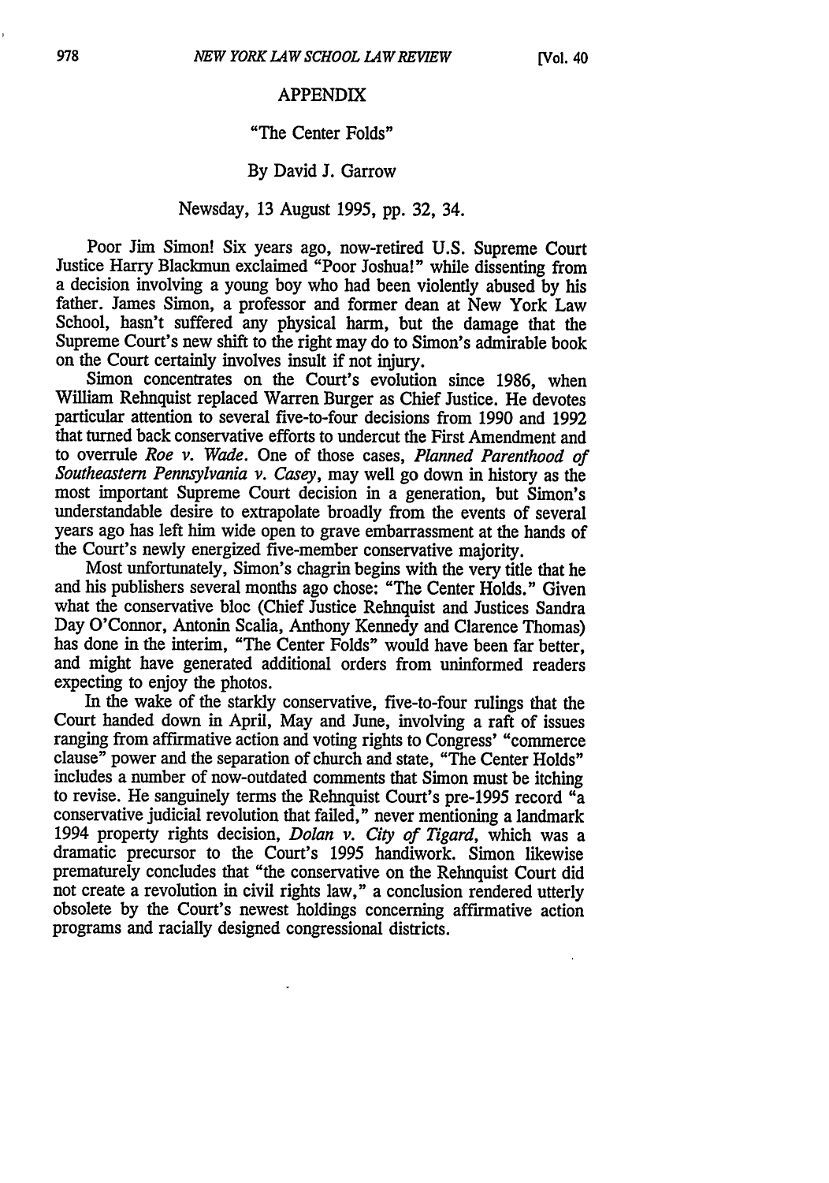## APPENDIX

### "The Center Folds"

### By David J. Garrow

### Newsday, 13 August 1995, pp. 32, 34.

Poor Jim Simon! Six years ago, now-retired U.S. Supreme Court Justice Harry Blackmun exclaimed "Poor Joshua!" while dissenting from a decision involving a young boy who had been violently abused by his father. James Simon, a professor and former dean at New York Law School, hasn't suffered any physical harm, but the damage that the Supreme Court's new shift to the right may do to Simon's admirable book on the Court certainly involves insult if not injury.

Simon concentrates on the Court's evolution since 1986, when William Rehnquist replaced Warren Burger as Chief Justice. He devotes particular attention to several five-to-four decisions from 1990 and 1992 that turned back conservative efforts to undercut the First Amendment and to overrule *Roe v. Wade*. One of those cases, *Planned Parenthood of Southeastern Pennsylvania v. Casey*, may well go down in history as the most important Supreme Court decision in a generation, but Simon's understandable desire to extrapolate broadly from the events of several years ago has left him wide open to grave embarrassment at the hands of the Court's newly energized five-member conservative majority.

Most unfortunately, Simon's chagrin begins with the very title that he and his publishers several months ago chose: "The Center Holds." Given what the conservative bloc (Chief Justice Rehnquist and Justices Sandra Day O'Connor, Antonin Scalia, Anthony Kennedy and Clarence Thomas) has done in the interim, "The Center Folds" would have been far better, and might have generated additional orders from uninformed readers expecting to enjoy the photos.

In the wake of the starkly conservative, five-to-four rulings that the Court handed down in April, May and June, involving a raft of issues ranging from affirmative action and voting rights to Congress' "commerce clause" power and the separation of church and state, "The Center Holds" includes a number of now-outdated comments that Simon must be itching to revise. He sanguinely terms the Rehnquist Court's pre-1995 record "a conservative judicial revolution that failed," never mentioning a landmark 1994 property rights decision, *Dolan v. City of Tigard*, which was a dramatic precursor to the Court's 1995 handiwork. Simon likewise prematurely concludes that "the conservative on the Rehnquist Court did not create a revolution in civil rights law," a conclusion rendered utterly obsolete by the Court's newest holdings concerning affirmative action programs and racially designed congressional districts.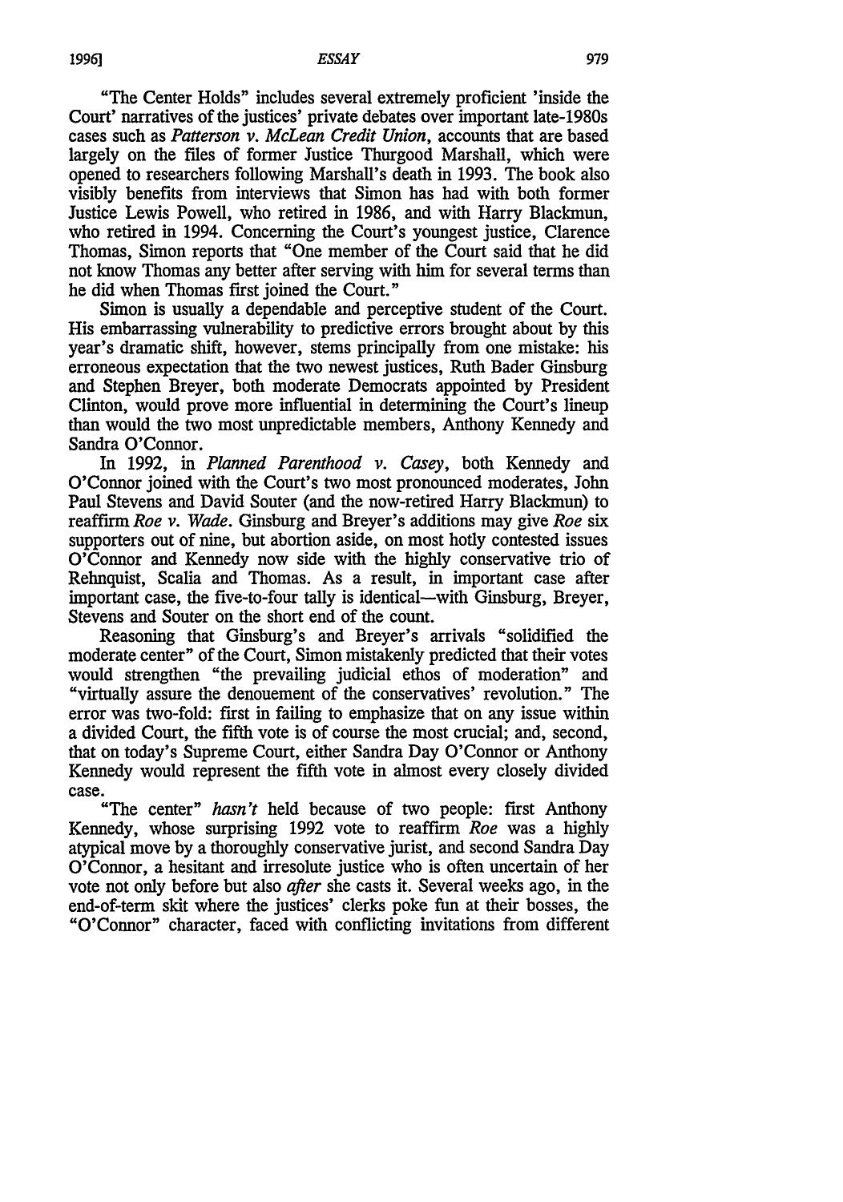"The Center Holds" includes several extremely proficient 'inside the Court' narratives of the justices' private debates over important late-1980s cases such as *Patterson v. McLean Credit Union*, accounts that are based largely on the files of former Justice Thurgood Marshall, which were opened to researchers following Marshall's death in 1993. The book also visibly benefits from interviews that Simon has had with both former Justice Lewis Powell, who retired in 1986, and with Harry Blackmun, who retired in 1994. Concerning the Court's youngest justice, Clarence Thomas, Simon reports that "One member of the Court said that he did not know Thomas any better after serving with him for several terms than he did when Thomas first joined the Court."

Simon is usually a dependable and perceptive student of the Court. His embarrassing vulnerability to predictive errors brought about by this year's dramatic shift, however, stems principally from one mistake: his erroneous expectation that the two newest justices, Ruth Bader Ginsburg and Stephen Breyer, both moderate Democrats appointed by President Clinton, would prove more influential in determining the Court's lineup than would the two most unpredictable members, Anthony Kennedy and Sandra O'Connor.

In 1992, in *Planned Parenthood v. Casey*, both Kennedy and O'Connor joined with the Court's two most pronounced moderates, John Paul Stevens and David Souter (and the now-retired Harry Blackmun) to reaffirm *Roe v. Wade*. Ginsburg and Breyer's additions may give *Roe* six supporters out of nine, but abortion aside, on most hotly contested issues O'Connor and Kennedy now side with the highly conservative trio of Rehnquist, Scalia and Thomas. As a result, in important case after important case, the five-to-four tally is identical—with Ginsburg, Breyer, Stevens and Souter on the short end of the count.

Reasoning that Ginsburg's and Breyer's arrivals "solidified the moderate center" of the Court, Simon mistakenly predicted that their votes would strengthen "the prevailing judicial ethos of moderation" and "virtually assure the denouement of the conservatives' revolution." The error was two-fold: first in failing to emphasize that on any issue within a divided Court, the fifth vote is of course the most crucial; and, second, that on today's Supreme Court, either Sandra Day O'Connor or Anthony Kennedy would represent the fifth vote in almost every closely divided case.

"The center" *hasn't* held because of two people: first Anthony Kennedy, whose surprising 1992 vote to reaffirm *Roe* was a highly atypical move by a thoroughly conservative jurist, and second Sandra Day O'Connor, a hesitant and irresolute justice who is often uncertain of her vote not only before but also *after* she casts it. Several weeks ago, in the end-of-term skit where the justices' clerks poke fun at their bosses, the "O'Connor" character, faced with conflicting invitations from different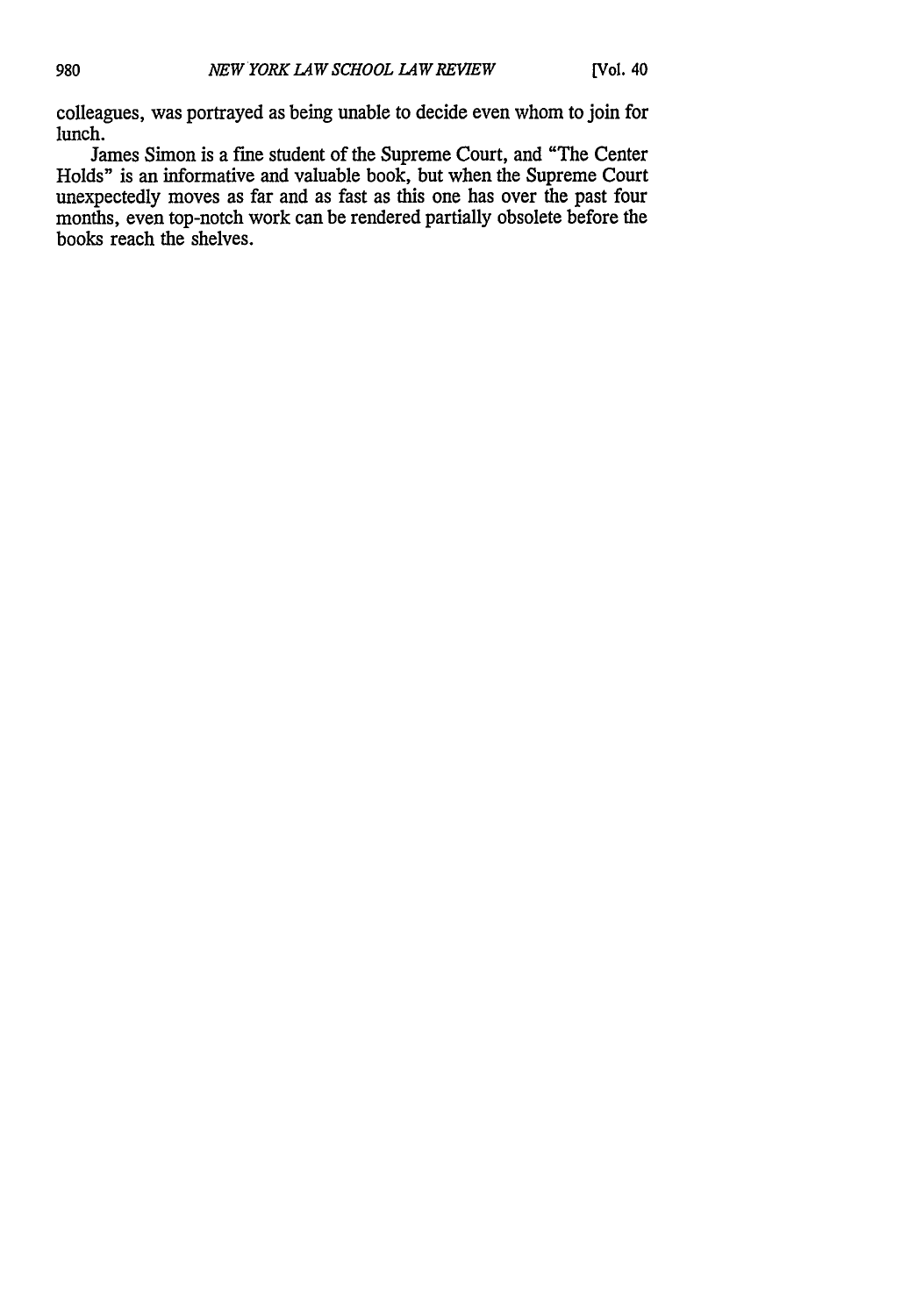colleagues, was portrayed as being unable to decide even whom to join for lunch.

James Simon is a fine student of the Supreme Court, and "The Center Holds" is an informative and valuable book, but when the Supreme Court unexpectedly moves as far and as fast as this one has over the past four months, even top-notch work can be rendered partially obsolete before the books reach the shelves.